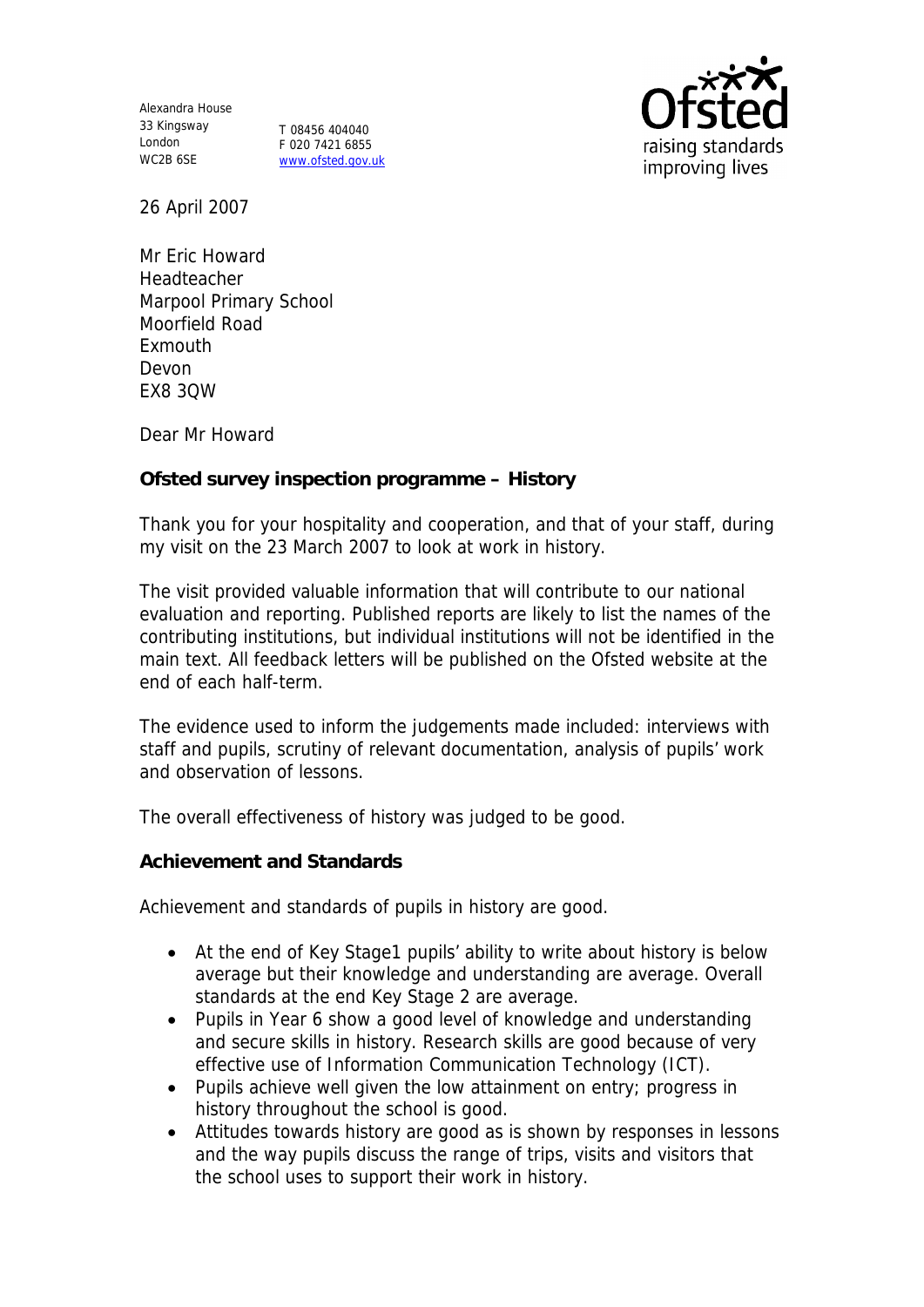Alexandra House
33 Kingsway
London
WC2B 6SE

T 08456 404040
F 020 7421 6855
www.ofsted.gov.uk

Ofsted
raising standards
improving lives

26 April 2007

Mr Eric Howard
Headteacher
Marpool Primary School
Moorfield Road
Exmouth
Devon
EX8 3QW

Dear Mr Howard

**Ofsted survey inspection programme – History**

Thank you for your hospitality and cooperation, and that of your staff, during my visit on the 23 March 2007 to look at work in history.

The visit provided valuable information that will contribute to our national evaluation and reporting. Published reports are likely to list the names of the contributing institutions, but individual institutions will not be identified in the main text. All feedback letters will be published on the Ofsted website at the end of each half-term.

The evidence used to inform the judgements made included: interviews with staff and pupils, scrutiny of relevant documentation, analysis of pupils' work and observation of lessons.

The overall effectiveness of history was judged to be good.

**Achievement and Standards**

Achievement and standards of pupils in history are good.

- At the end of Key Stage1 pupils' ability to write about history is below average but their knowledge and understanding are average. Overall standards at the end Key Stage 2 are average.
- Pupils in Year 6 show a good level of knowledge and understanding and secure skills in history. Research skills are good because of very effective use of Information Communication Technology (ICT).
- Pupils achieve well given the low attainment on entry; progress in history throughout the school is good.
- Attitudes towards history are good as is shown by responses in lessons and the way pupils discuss the range of trips, visits and visitors that the school uses to support their work in history.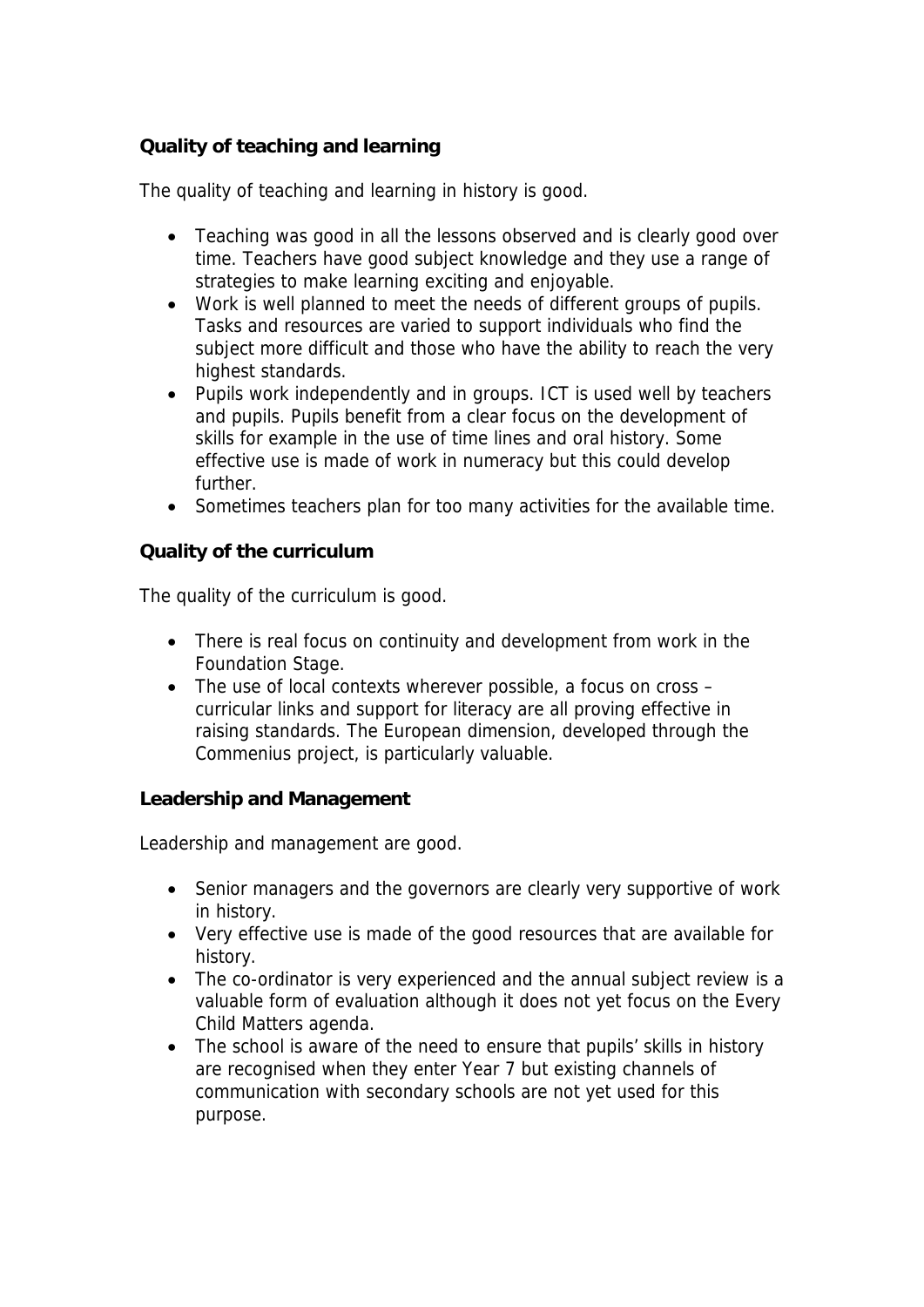## Quality of teaching and learning

The quality of teaching and learning in history is good.

- Teaching was good in all the lessons observed and is clearly good over time. Teachers have good subject knowledge and they use a range of strategies to make learning exciting and enjoyable.
- Work is well planned to meet the needs of different groups of pupils. Tasks and resources are varied to support individuals who find the subject more difficult and those who have the ability to reach the very highest standards.
- Pupils work independently and in groups. ICT is used well by teachers and pupils. Pupils benefit from a clear focus on the development of skills for example in the use of time lines and oral history. Some effective use is made of work in numeracy but this could develop further.
- Sometimes teachers plan for too many activities for the available time.

## Quality of the curriculum

The quality of the curriculum is good.

- There is real focus on continuity and development from work in the Foundation Stage.
- The use of local contexts wherever possible, a focus on cross – curricular links and support for literacy are all proving effective in raising standards. The European dimension, developed through the Commenius project, is particularly valuable.

## Leadership and Management

Leadership and management are good.

- Senior managers and the governors are clearly very supportive of work in history.
- Very effective use is made of the good resources that are available for history.
- The co-ordinator is very experienced and the annual subject review is a valuable form of evaluation although it does not yet focus on the Every Child Matters agenda.
- The school is aware of the need to ensure that pupils' skills in history are recognised when they enter Year 7 but existing channels of communication with secondary schools are not yet used for this purpose.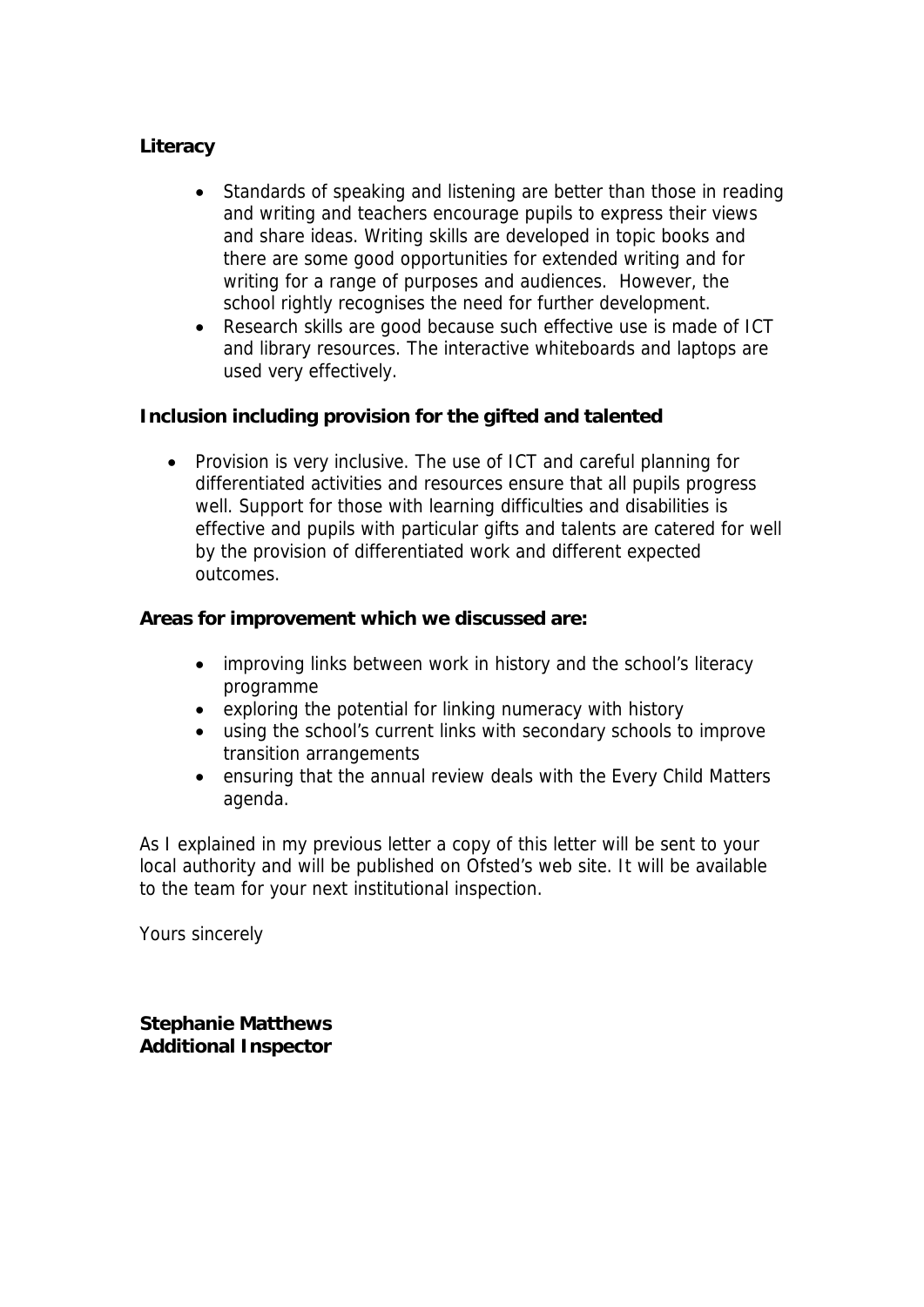**Literacy**

- Standards of speaking and listening are better than those in reading and writing and teachers encourage pupils to express their views and share ideas. Writing skills are developed in topic books and there are some good opportunities for extended writing and for writing for a range of purposes and audiences. However, the school rightly recognises the need for further development.
- Research skills are good because such effective use is made of ICT and library resources. The interactive whiteboards and laptops are used very effectively.

**Inclusion including provision for the gifted and talented**

- Provision is very inclusive. The use of ICT and careful planning for differentiated activities and resources ensure that all pupils progress well. Support for those with learning difficulties and disabilities is effective and pupils with particular gifts and talents are catered for well by the provision of differentiated work and different expected outcomes.

**Areas for improvement which we discussed are:**

- improving links between work in history and the school's literacy programme
- exploring the potential for linking numeracy with history
- using the school's current links with secondary schools to improve transition arrangements
- ensuring that the annual review deals with the Every Child Matters agenda.

As I explained in my previous letter a copy of this letter will be sent to your local authority and will be published on Ofsted's web site. It will be available to the team for your next institutional inspection.

Yours sincerely

**Stephanie Matthews**
**Additional Inspector**